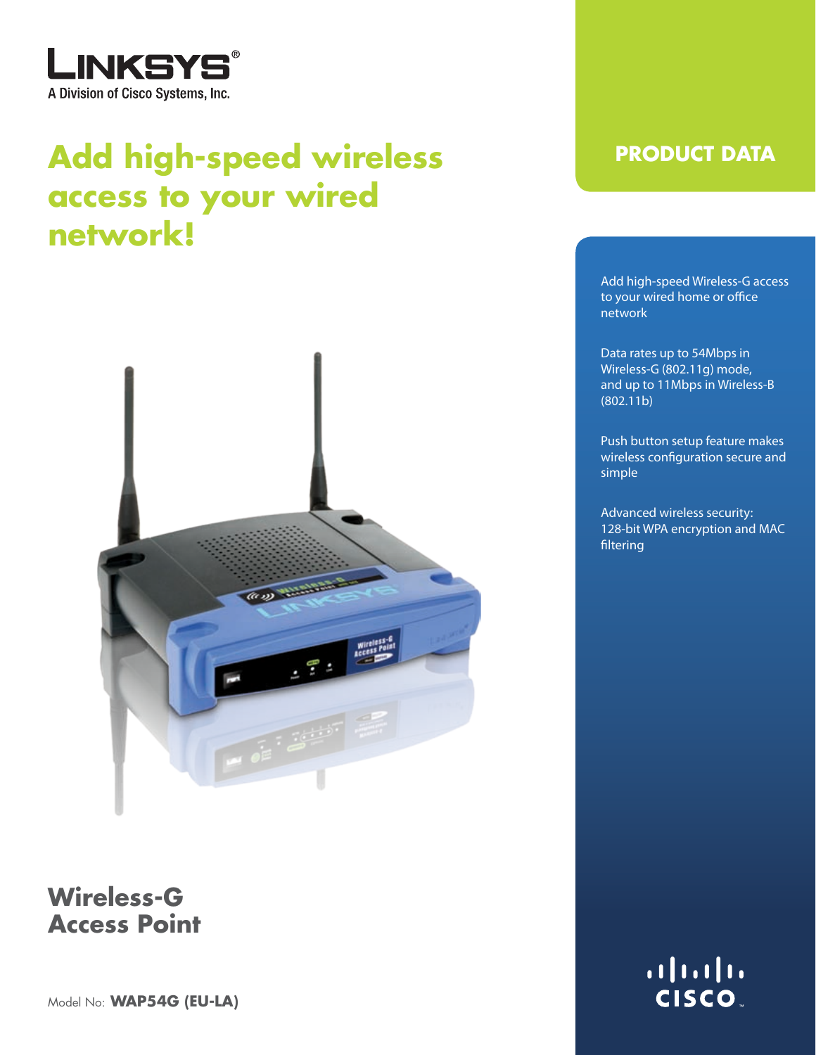LINKSYS®

A Division of Cisco Systems, Inc.

# Add high-speed wireless access to your wired network!

## PRODUCT DATA

Add high-speed Wireless-G access to your wired home or office network

Data rates up to 54Mbps in Wireless-G (802.11g) mode, and up to 11Mbps in Wireless-B (802.11b)

Push button setup feature makes wireless configuration secure and simple

Advanced wireless security: 128-bit WPA encryption and MAC filtering

## Wireless-G Access Point

Model No: **WAP54G (EU-LA)**

CISCO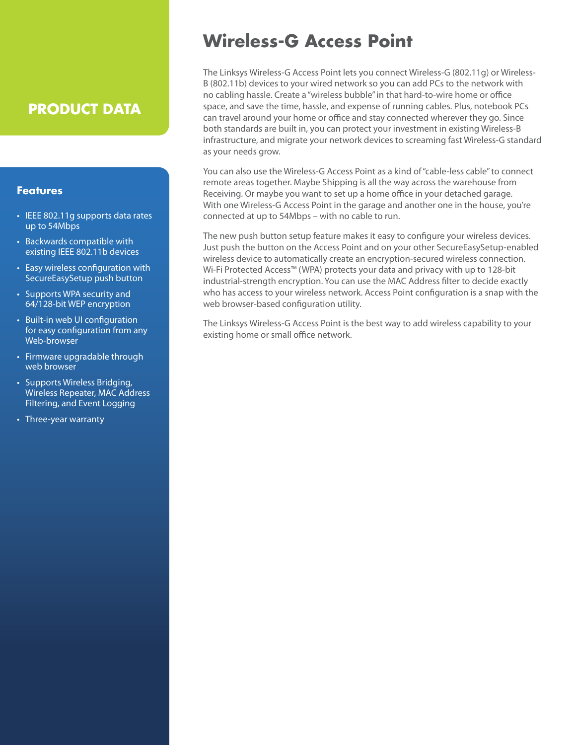PRODUCT DATA

# Wireless-G Access Point

The Linksys Wireless-G Access Point lets you connect Wireless-G (802.11g) or Wireless-B (802.11b) devices to your wired network so you can add PCs to the network with no cabling hassle. Create a "wireless bubble" in that hard-to-wire home or office space, and save the time, hassle, and expense of running cables. Plus, notebook PCs can travel around your home or office and stay connected wherever they go. Since both standards are built in, you can protect your investment in existing Wireless-B infrastructure, and migrate your network devices to screaming fast Wireless-G standard as your needs grow.

You can also use the Wireless-G Access Point as a kind of "cable-less cable" to connect remote areas together. Maybe Shipping is all the way across the warehouse from Receiving. Or maybe you want to set up a home office in your detached garage. With one Wireless-G Access Point in the garage and another one in the house, you're connected at up to 54Mbps – with no cable to run.

The new push button setup feature makes it easy to configure your wireless devices. Just push the button on the Access Point and on your other SecureEasySetup-enabled wireless device to automatically create an encryption-secured wireless connection. Wi-Fi Protected Access™ (WPA) protects your data and privacy with up to 128-bit industrial-strength encryption. You can use the MAC Address filter to decide exactly who has access to your wireless network. Access Point configuration is a snap with the web browser-based configuration utility.

The Linksys Wireless-G Access Point is the best way to add wireless capability to your existing home or small office network.

## Features

- IEEE 802.11g supports data rates up to 54Mbps
- Backwards compatible with existing IEEE 802.11b devices
- Easy wireless configuration with SecureEasySetup push button
- Supports WPA security and 64/128-bit WEP encryption
- Built-in web UI configuration for easy configuration from any Web-browser
- Firmware upgradable through web browser
- Supports Wireless Bridging, Wireless Repeater, MAC Address Filtering, and Event Logging
- Three-year warranty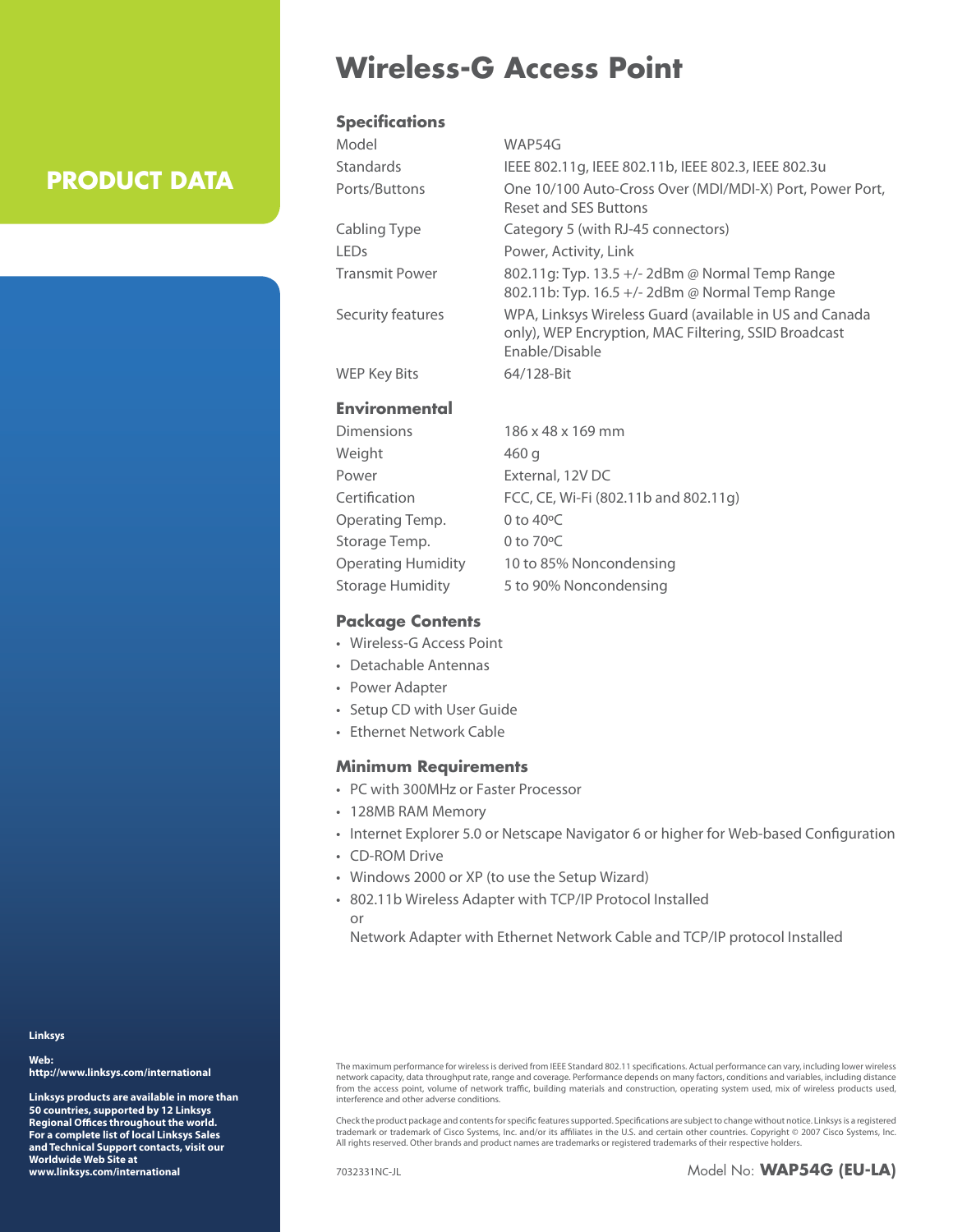# Wireless-G Access Point

PRODUCT DATA

## Specifications

| | |
|---|---|
| Model | WAP54G |
| Standards | IEEE 802.11g, IEEE 802.11b, IEEE 802.3, IEEE 802.3u |
| Ports/Buttons | One 10/100 Auto-Cross Over (MDI/MDI-X) Port, Power Port, Reset and SES Buttons |
| Cabling Type | Category 5 (with RJ-45 connectors) |
| LEDs | Power, Activity, Link |
| Transmit Power | 802.11g: Typ. 13.5 +/- 2dBm @ Normal Temp Range<br>802.11b: Typ. 16.5 +/- 2dBm @ Normal Temp Range |
| Security features | WPA, Linksys Wireless Guard (available in US and Canada only), WEP Encryption, MAC Filtering, SSID Broadcast Enable/Disable |
| WEP Key Bits | 64/128-Bit |

## Environmental

| | |
|---|---|
| Dimensions | 186 x 48 x 169 mm |
| Weight | 460 g |
| Power | External, 12V DC |
| Certification | FCC, CE, Wi-Fi (802.11b and 802.11g) |
| Operating Temp. | 0 to 40ºC |
| Storage Temp. | 0 to 70ºC |
| Operating Humidity | 10 to 85% Noncondensing |
| Storage Humidity | 5 to 90% Noncondensing |

## Package Contents

- Wireless-G Access Point
- Detachable Antennas
- Power Adapter
- Setup CD with User Guide
- Ethernet Network Cable

## Minimum Requirements

- PC with 300MHz or Faster Processor
- 128MB RAM Memory
- Internet Explorer 5.0 or Netscape Navigator 6 or higher for Web-based Configuration
- CD-ROM Drive
- Windows 2000 or XP (to use the Setup Wizard)
- 802.11b Wireless Adapter with TCP/IP Protocol Installed
  or
  Network Adapter with Ethernet Network Cable and TCP/IP protocol Installed

**Linksys**

**Web:**
**http://www.linksys.com/international**

**Linksys products are available in more than 50 countries, supported by 12 Linksys Regional Offices throughout the world. For a complete list of local Linksys Sales and Technical Support contacts, visit our Worldwide Web Site at www.linksys.com/international**

The maximum performance for wireless is derived from IEEE Standard 802.11 specifications. Actual performance can vary, including lower wireless network capacity, data throughput rate, range and coverage. Performance depends on many factors, conditions and variables, including distance from the access point, volume of network traffic, building materials and construction, operating system used, mix of wireless products used, interference and other adverse conditions.

Check the product package and contents for specific features supported. Specifications are subject to change without notice. Linksys is a registered trademark or trademark of Cisco Systems, Inc. and/or its affiliates in the U.S. and certain other countries. Copyright © 2007 Cisco Systems, Inc. All rights reserved. Other brands and product names are trademarks or registered trademarks of their respective holders.

7032331NC-JL

Model No: **WAP54G (EU-LA)**